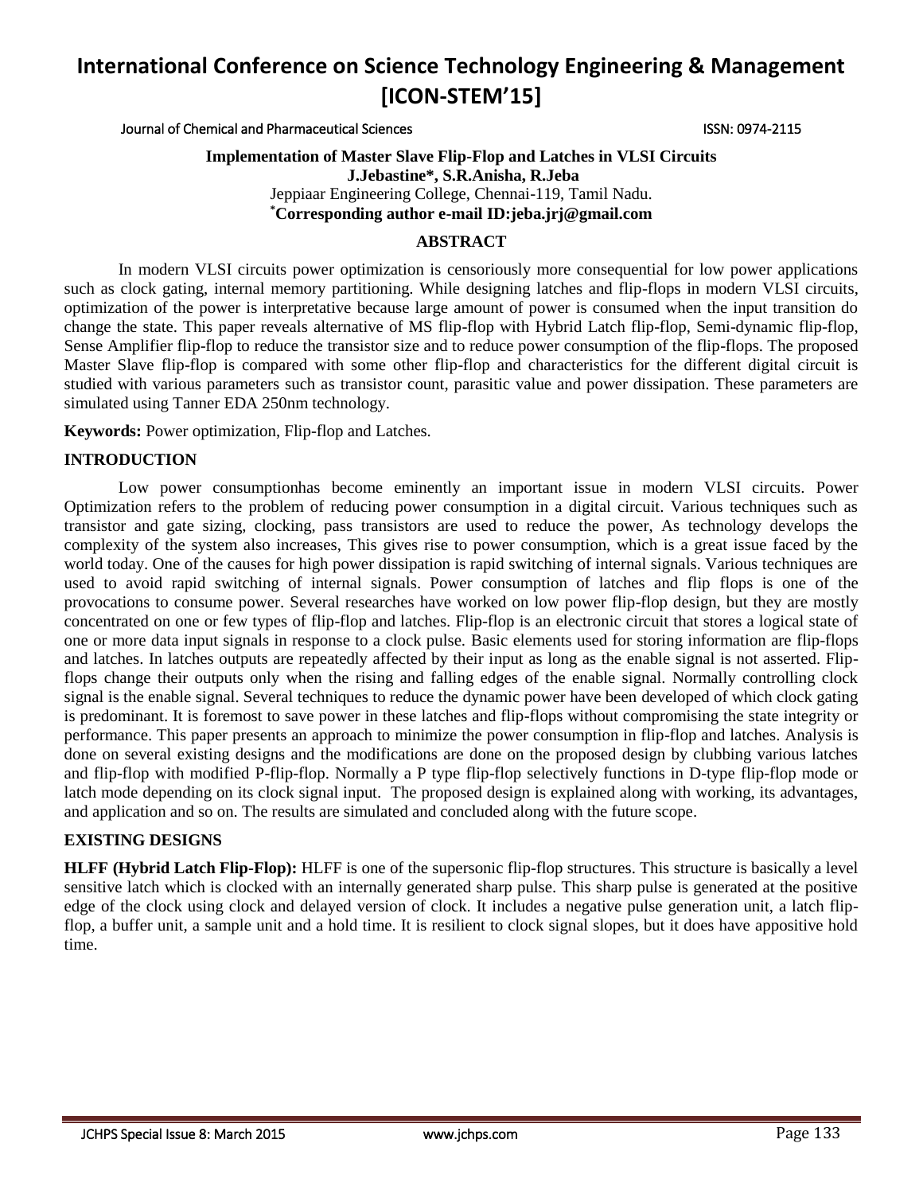# International Conference on Science Technology Engineering & Management [ICON-STEM'15]

Journal of Chemical and Pharmaceutical Sciences ISSN: 0974-2115

## Implementation of Master Slave Flip-Flop and Latches in VLSI Circuits

**J.Jebastine\*, S.R.Anisha, R.Jeba**

Jeppiaar Engineering College, Chennai-119, Tamil Nadu.

**\*Corresponding author e-mail ID:jeba.jrj@gmail.com**

### ABSTRACT

In modern VLSI circuits power optimization is censoriously more consequential for low power applications such as clock gating, internal memory partitioning. While designing latches and flip-flops in modern VLSI circuits, optimization of the power is interpretative because large amount of power is consumed when the input transition do change the state. This paper reveals alternative of MS flip-flop with Hybrid Latch flip-flop, Semi-dynamic flip-flop, Sense Amplifier flip-flop to reduce the transistor size and to reduce power consumption of the flip-flops. The proposed Master Slave flip-flop is compared with some other flip-flop and characteristics for the different digital circuit is studied with various parameters such as transistor count, parasitic value and power dissipation. These parameters are simulated using Tanner EDA 250nm technology.

**Keywords:** Power optimization, Flip-flop and Latches.

### INTRODUCTION

Low power consumptionhas become eminently an important issue in modern VLSI circuits. Power Optimization refers to the problem of reducing power consumption in a digital circuit. Various techniques such as transistor and gate sizing, clocking, pass transistors are used to reduce the power, As technology develops the complexity of the system also increases, This gives rise to power consumption, which is a great issue faced by the world today. One of the causes for high power dissipation is rapid switching of internal signals. Various techniques are used to avoid rapid switching of internal signals. Power consumption of latches and flip flops is one of the provocations to consume power. Several researches have worked on low power flip-flop design, but they are mostly concentrated on one or few types of flip-flop and latches. Flip-flop is an electronic circuit that stores a logical state of one or more data input signals in response to a clock pulse. Basic elements used for storing information are flip-flops and latches. In latches outputs are repeatedly affected by their input as long as the enable signal is not asserted. Flip-flops change their outputs only when the rising and falling edges of the enable signal. Normally controlling clock signal is the enable signal. Several techniques to reduce the dynamic power have been developed of which clock gating is predominant. It is foremost to save power in these latches and flip-flops without compromising the state integrity or performance. This paper presents an approach to minimize the power consumption in flip-flop and latches. Analysis is done on several existing designs and the modifications are done on the proposed design by clubbing various latches and flip-flop with modified P-flip-flop. Normally a P type flip-flop selectively functions in D-type flip-flop mode or latch mode depending on its clock signal input. The proposed design is explained along with working, its advantages, and application and so on. The results are simulated and concluded along with the future scope.

### EXISTING DESIGNS

**HLFF (Hybrid Latch Flip-Flop):** HLFF is one of the supersonic flip-flop structures. This structure is basically a level sensitive latch which is clocked with an internally generated sharp pulse. This sharp pulse is generated at the positive edge of the clock using clock and delayed version of clock. It includes a negative pulse generation unit, a latch flip-flop, a buffer unit, a sample unit and a hold time. It is resilient to clock signal slopes, but it does have appositive hold time.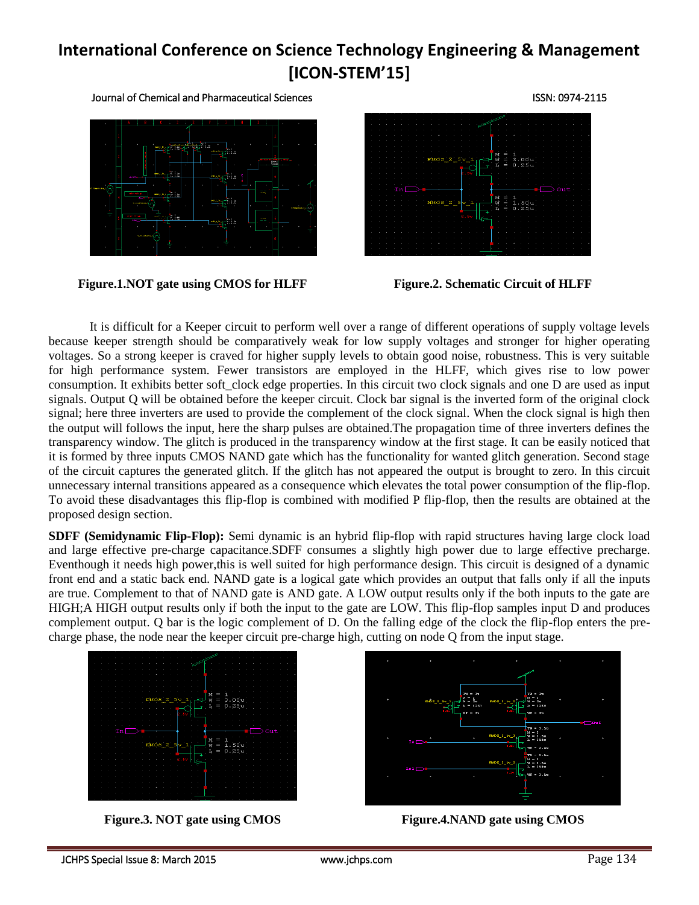**Figure.1.NOT gate using CMOS for HLFF**

**Figure.2. Schematic Circuit of HLFF**

It is difficult for a Keeper circuit to perform well over a range of different operations of supply voltage levels because keeper strength should be comparatively weak for low supply voltages and stronger for higher operating voltages. So a strong keeper is craved for higher supply levels to obtain good noise, robustness. This is very suitable for high performance system. Fewer transistors are employed in the HLFF, which gives rise to low power consumption. It exhibits better soft_clock edge properties. In this circuit two clock signals and one D are used as input signals. Output Q will be obtained before the keeper circuit. Clock bar signal is the inverted form of the original clock signal; here three inverters are used to provide the complement of the clock signal. When the clock signal is high then the output will follows the input, here the sharp pulses are obtained.The propagation time of three inverters defines the transparency window. The glitch is produced in the transparency window at the first stage. It can be easily noticed that it is formed by three inputs CMOS NAND gate which has the functionality for wanted glitch generation. Second stage of the circuit captures the generated glitch. If the glitch has not appeared the output is brought to zero. In this circuit unnecessary internal transitions appeared as a consequence which elevates the total power consumption of the flip-flop. To avoid these disadvantages this flip-flop is combined with modified P flip-flop, then the results are obtained at the proposed design section.

**SDFF (Semidynamic Flip-Flop):** Semi dynamic is an hybrid flip-flop with rapid structures having large clock load and large effective pre-charge capacitance.SDFF consumes a slightly high power due to large effective precharge. Eventhough it needs high power,this is well suited for high performance design. This circuit is designed of a dynamic front end and a static back end. NAND gate is a logical gate which provides an output that falls only if all the inputs are true. Complement to that of NAND gate is AND gate. A LOW output results only if the both inputs to the gate are HIGH;A HIGH output results only if both the input to the gate are LOW. This flip-flop samples input D and produces complement output. Q bar is the logic complement of D. On the falling edge of the clock the flip-flop enters the pre-charge phase, the node near the keeper circuit pre-charge high, cutting on node Q from the input stage.

**Figure.3. NOT gate using CMOS**

**Figure.4.NAND gate using CMOS**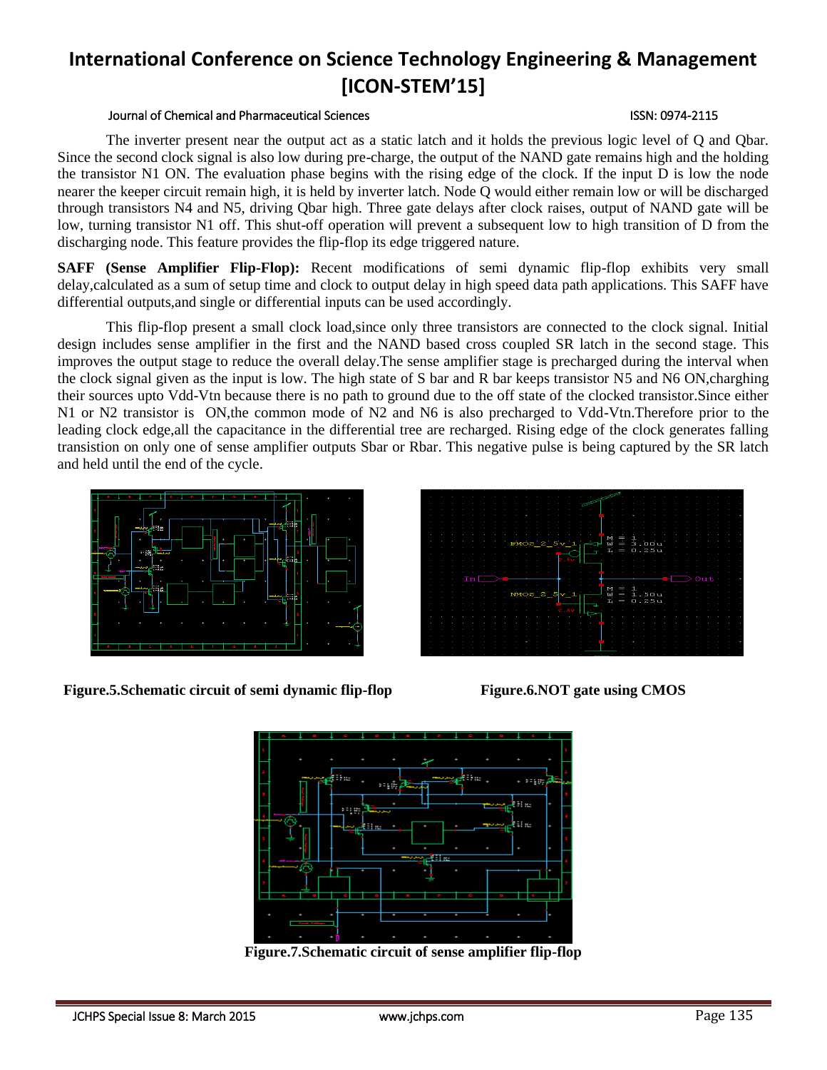The inverter present near the output act as a static latch and it holds the previous logic level of Q and Qbar. Since the second clock signal is also low during pre-charge, the output of the NAND gate remains high and the holding the transistor N1 ON. The evaluation phase begins with the rising edge of the clock. If the input D is low the node nearer the keeper circuit remain high, it is held by inverter latch. Node Q would either remain low or will be discharged through transistors N4 and N5, driving Qbar high. Three gate delays after clock raises, output of NAND gate will be low, turning transistor N1 off. This shut-off operation will prevent a subsequent low to high transition of D from the discharging node. This feature provides the flip-flop its edge triggered nature.

**SAFF (Sense Amplifier Flip-Flop):** Recent modifications of semi dynamic flip-flop exhibits very small delay,calculated as a sum of setup time and clock to output delay in high speed data path applications. This SAFF have differential outputs,and single or differential inputs can be used accordingly.

This flip-flop present a small clock load,since only three transistors are connected to the clock signal. Initial design includes sense amplifier in the first and the NAND based cross coupled SR latch in the second stage. This improves the output stage to reduce the overall delay.The sense amplifier stage is precharged during the interval when the clock signal given as the input is low. The high state of S bar and R bar keeps transistor N5 and N6 ON,charghing their sources upto Vdd-Vtn because there is no path to ground due to the off state of the clocked transistor.Since either N1 or N2 transistor is ON,the common mode of N2 and N6 is also precharged to Vdd-Vtn.Therefore prior to the leading clock edge,all the capacitance in the differential tree are recharged. Rising edge of the clock generates falling transistion on only one of sense amplifier outputs Sbar or Rbar. This negative pulse is being captured by the SR latch and held until the end of the cycle.

**Figure.5.Schematic circuit of semi dynamic flip-flop**

**Figure.6.NOT gate using CMOS**

**Figure.7.Schematic circuit of sense amplifier flip-flop**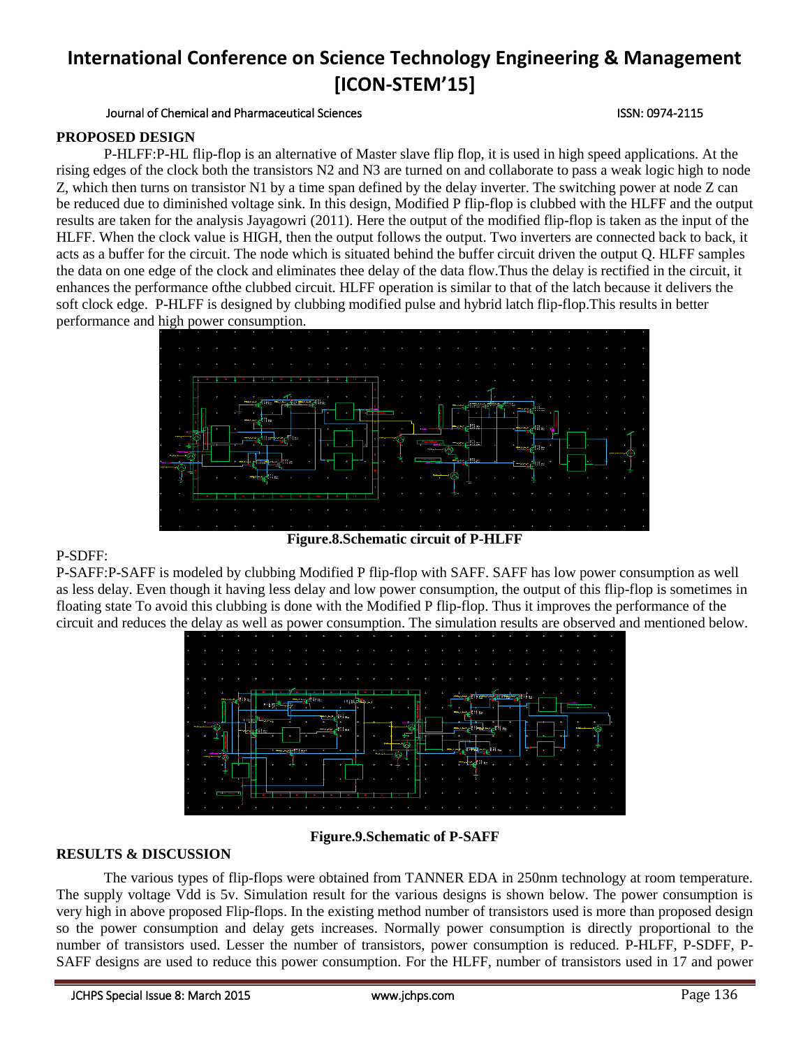## PROPOSED DESIGN

P-HLFF:P-HL flip-flop is an alternative of Master slave flip flop, it is used in high speed applications. At the rising edges of the clock both the transistors N2 and N3 are turned on and collaborate to pass a weak logic high to node Z, which then turns on transistor N1 by a time span defined by the delay inverter. The switching power at node Z can be reduced due to diminished voltage sink. In this design, Modified P flip-flop is clubbed with the HLFF and the output results are taken for the analysis Jayagowri (2011). Here the output of the modified flip-flop is taken as the input of the HLFF. When the clock value is HIGH, then the output follows the output. Two inverters are connected back to back, it acts as a buffer for the circuit. The node which is situated behind the buffer circuit driven the output Q. HLFF samples the data on one edge of the clock and eliminates thee delay of the data flow.Thus the delay is rectified in the circuit, it enhances the performance ofthe clubbed circuit. HLFF operation is similar to that of the latch because it delivers the soft clock edge. P-HLFF is designed by clubbing modified pulse and hybrid latch flip-flop.This results in better performance and high power consumption.

**Figure.8.Schematic circuit of P-HLFF**

P-SDFF:

P-SAFF:P-SAFF is modeled by clubbing Modified P flip-flop with SAFF. SAFF has low power consumption as well as less delay. Even though it having less delay and low power consumption, the output of this flip-flop is sometimes in floating state To avoid this clubbing is done with the Modified P flip-flop. Thus it improves the performance of the circuit and reduces the delay as well as power consumption. The simulation results are observed and mentioned below.

**Figure.9.Schematic of P-SAFF**

## RESULTS & DISCUSSION

The various types of flip-flops were obtained from TANNER EDA in 250nm technology at room temperature. The supply voltage Vdd is 5v. Simulation result for the various designs is shown below. The power consumption is very high in above proposed Flip-flops. In the existing method number of transistors used is more than proposed design so the power consumption and delay gets increases. Normally power consumption is directly proportional to the number of transistors used. Lesser the number of transistors, power consumption is reduced. P-HLFF, P-SDFF, P-SAFF designs are used to reduce this power consumption. For the HLFF, number of transistors used in 17 and power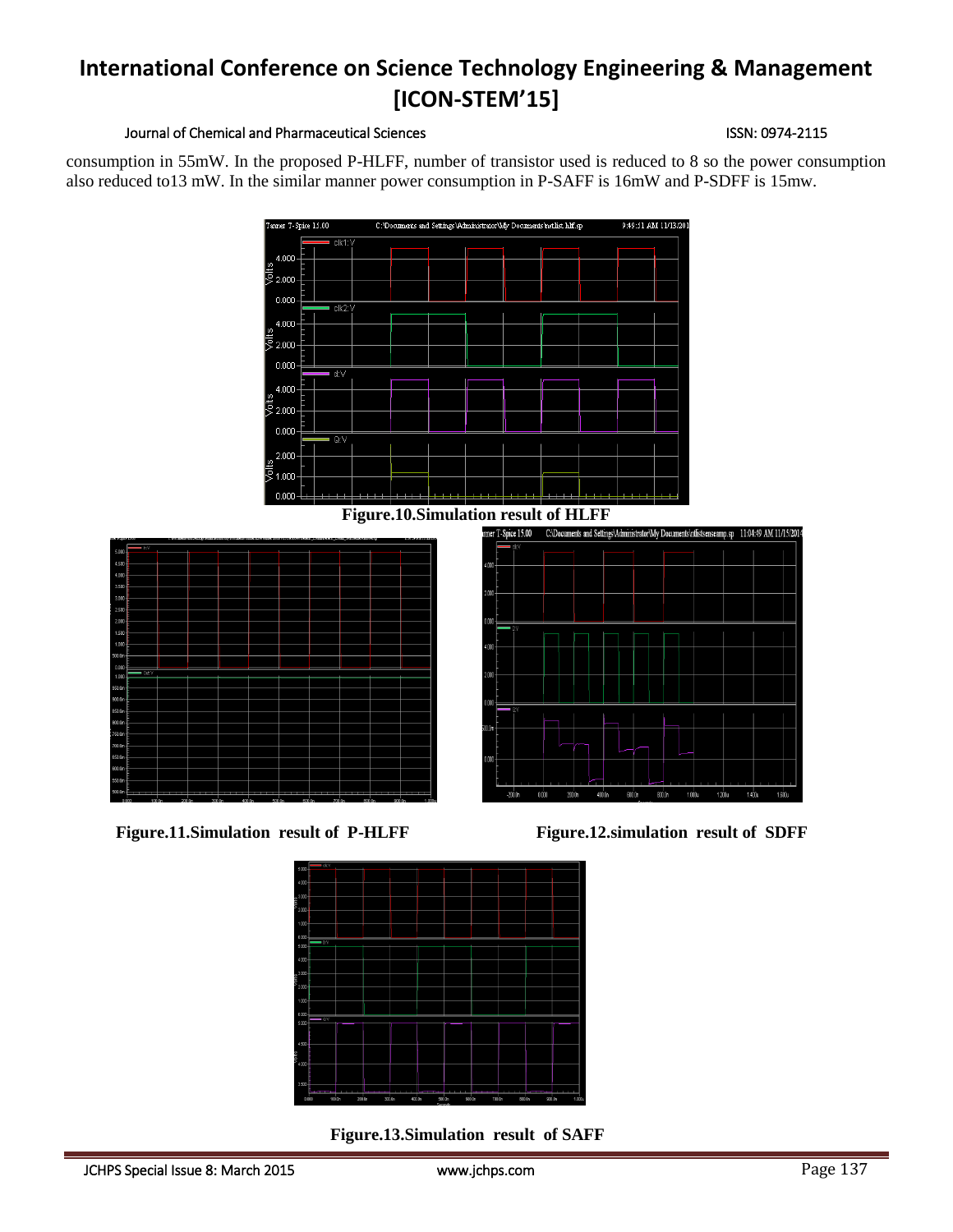consumption in 55mW. In the proposed P-HLFF, number of transistor used is reduced to 8 so the power consumption also reduced to13 mW. In the similar manner power consumption in P-SAFF is 16mW and P-SDFF is 15mw.

**Figure.10.Simulation result of HLFF**

**Figure.11.Simulation result of P-HLFF**

**Figure.12.simulation result of SDFF**

**Figure.13.Simulation result of SAFF**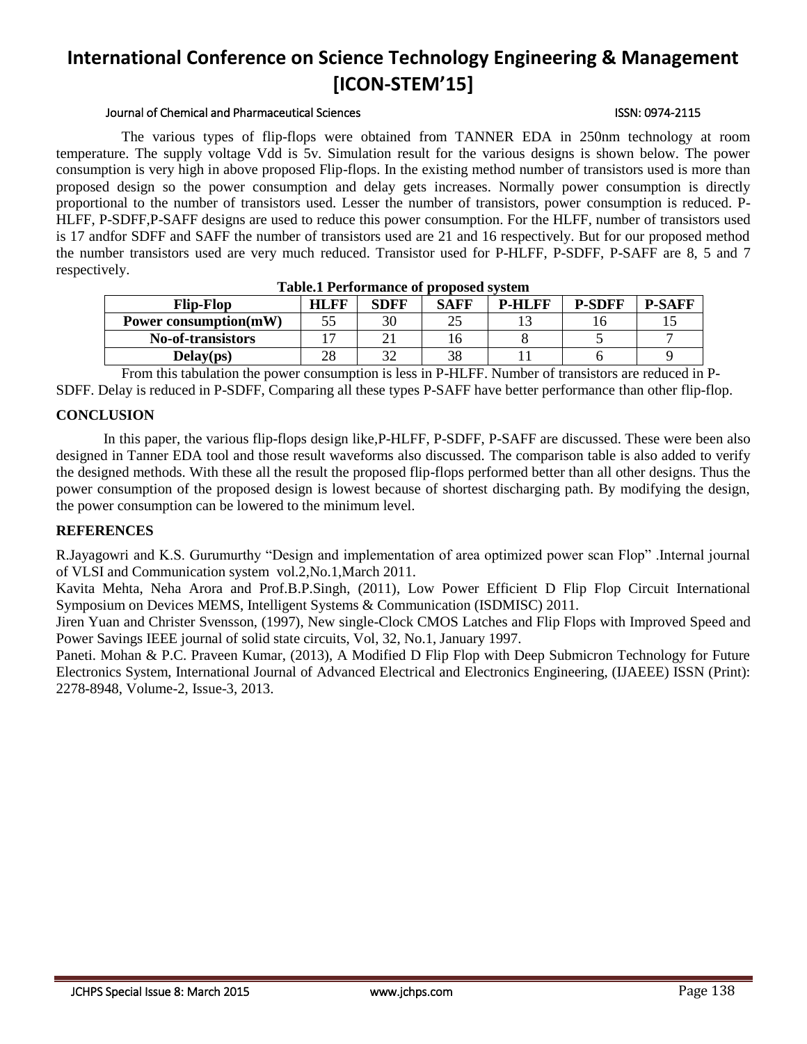The various types of flip-flops were obtained from TANNER EDA in 250nm technology at room temperature. The supply voltage Vdd is 5v. Simulation result for the various designs is shown below. The power consumption is very high in above proposed Flip-flops. In the existing method number of transistors used is more than proposed design so the power consumption and delay gets increases. Normally power consumption is directly proportional to the number of transistors used. Lesser the number of transistors, power consumption is reduced. P-HLFF, P-SDFF,P-SAFF designs are used to reduce this power consumption. For the HLFF, number of transistors used is 17 andfor SDFF and SAFF the number of transistors used are 21 and 16 respectively. But for our proposed method the number transistors used are very much reduced. Transistor used for P-HLFF, P-SDFF, P-SAFF are 8, 5 and 7 respectively.

**Table.1 Performance of proposed system**

| Flip-Flop | HLFF | SDFF | SAFF | P-HLFF | P-SDFF | P-SAFF |
|---|---|---|---|---|---|---|
| Power consumption(mW) | 55 | 30 | 25 | 13 | 16 | 15 |
| No-of-transistors | 17 | 21 | 16 | 8 | 5 | 7 |
| Delay(ps) | 28 | 32 | 38 | 11 | 6 | 9 |

From this tabulation the power consumption is less in P-HLFF. Number of transistors are reduced in P-SDFF. Delay is reduced in P-SDFF, Comparing all these types P-SAFF have better performance than other flip-flop.

## CONCLUSION

In this paper, the various flip-flops design like,P-HLFF, P-SDFF, P-SAFF are discussed. These were been also designed in Tanner EDA tool and those result waveforms also discussed. The comparison table is also added to verify the designed methods. With these all the result the proposed flip-flops performed better than all other designs. Thus the power consumption of the proposed design is lowest because of shortest discharging path. By modifying the design, the power consumption can be lowered to the minimum level.

## REFERENCES

R.Jayagowri and K.S. Gurumurthy "Design and implementation of area optimized power scan Flop" .Internal journal of VLSI and Communication system vol.2,No.1,March 2011.

Kavita Mehta, Neha Arora and Prof.B.P.Singh, (2011), Low Power Efficient D Flip Flop Circuit International Symposium on Devices MEMS, Intelligent Systems & Communication (ISDMISC) 2011.

Jiren Yuan and Christer Svensson, (1997), New single-Clock CMOS Latches and Flip Flops with Improved Speed and Power Savings IEEE journal of solid state circuits, Vol, 32, No.1, January 1997.

Paneti. Mohan & P.C. Praveen Kumar, (2013), A Modified D Flip Flop with Deep Submicron Technology for Future Electronics System, International Journal of Advanced Electrical and Electronics Engineering, (IJAEEE) ISSN (Print): 2278-8948, Volume-2, Issue-3, 2013.